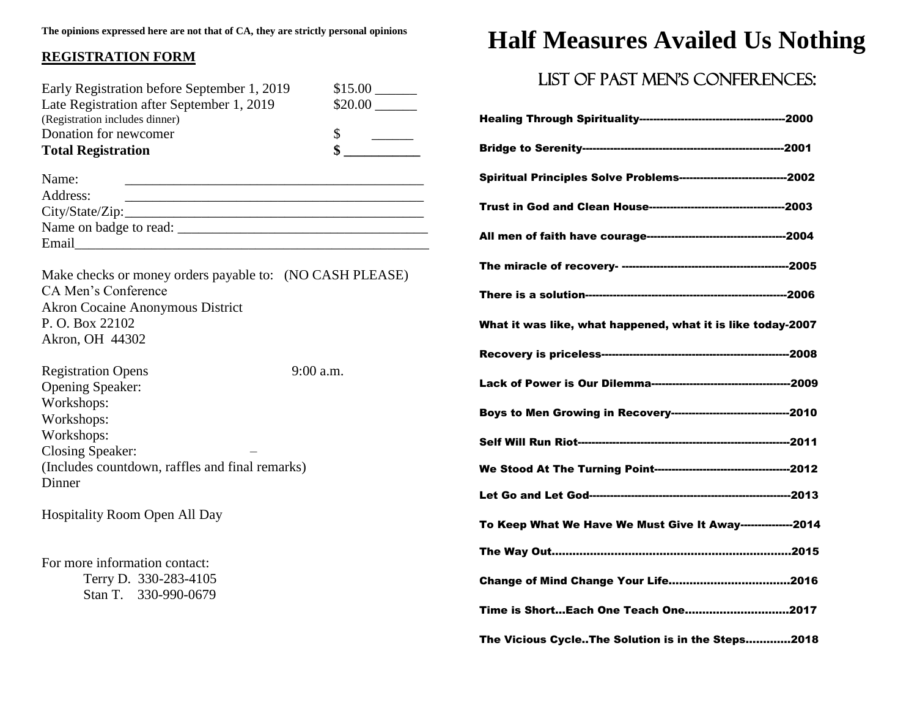The opinions expressed here are not that of CA, they are strictly personal opinions

## REGISTRATION FORM

| | |
|---|---|
| Early Registration before September 1, 2019 | $15.00 ______ |
| Late Registration after September 1, 2019 | $20.00 ______ |
| (Registration includes dinner) | |
| Donation for newcomer | $ ______ |
| **Total Registration** | **$ ___________** |

Name: ____________________________________________

Address: ____________________________________________

City/State/Zip: ____________________________________________

Name on badge to read: _____________________________________

Email____________________________________________________

Make checks or money orders payable to: (NO CASH PLEASE)
CA Men's Conference
Akron Cocaine Anonymous District
P. O. Box 22102
Akron, OH 44302

Registration Opens 9:00 a.m.
Opening Speaker:
Workshops:
Workshops:
Workshops:
Closing Speaker: –
(Includes countdown, raffles and final remarks)
Dinner

Hospitality Room Open All Day

For more information contact:
Terry D. 330-283-4105
Stan T. 330-990-0679

# Half Measures Availed Us Nothing

## LIST OF PAST MEN'S CONFERENCES:

**Healing Through Spirituality------------------------------------------2000**

**Bridge to Serenity---------------------------------------------------------2001**

**Spiritual Principles Solve Problems-------------------------------2002**

**Trust in God and Clean House---------------------------------------2003**

**All men of faith have courage----------------------------------------2004**

**The miracle of recovery- -----------------------------------------------2005**

**There is a solution---------------------------------------------------------2006**

**What it was like, what happened, what it is like today-2007**

**Recovery is priceless-----------------------------------------------------2008**

**Lack of Power is Our Dilemma----------------------------------------2009**

**Boys to Men Growing in Recovery----------------------------------2010**

**Self Will Run Riot------------------------------------------------------------2011**

**We Stood At The Turning Point---------------------------------------2012**

**Let Go and Let God---------------------------------------------------------2013**

**To Keep What We Have We Must Give It Away---------------2014**

**The Way Out......................................................................2015**

**Change of Mind Change Your Life..................................2016**

**Time is Short...Each One Teach One.............................2017**

**The Vicious Cycle..The Solution is in the Steps............2018**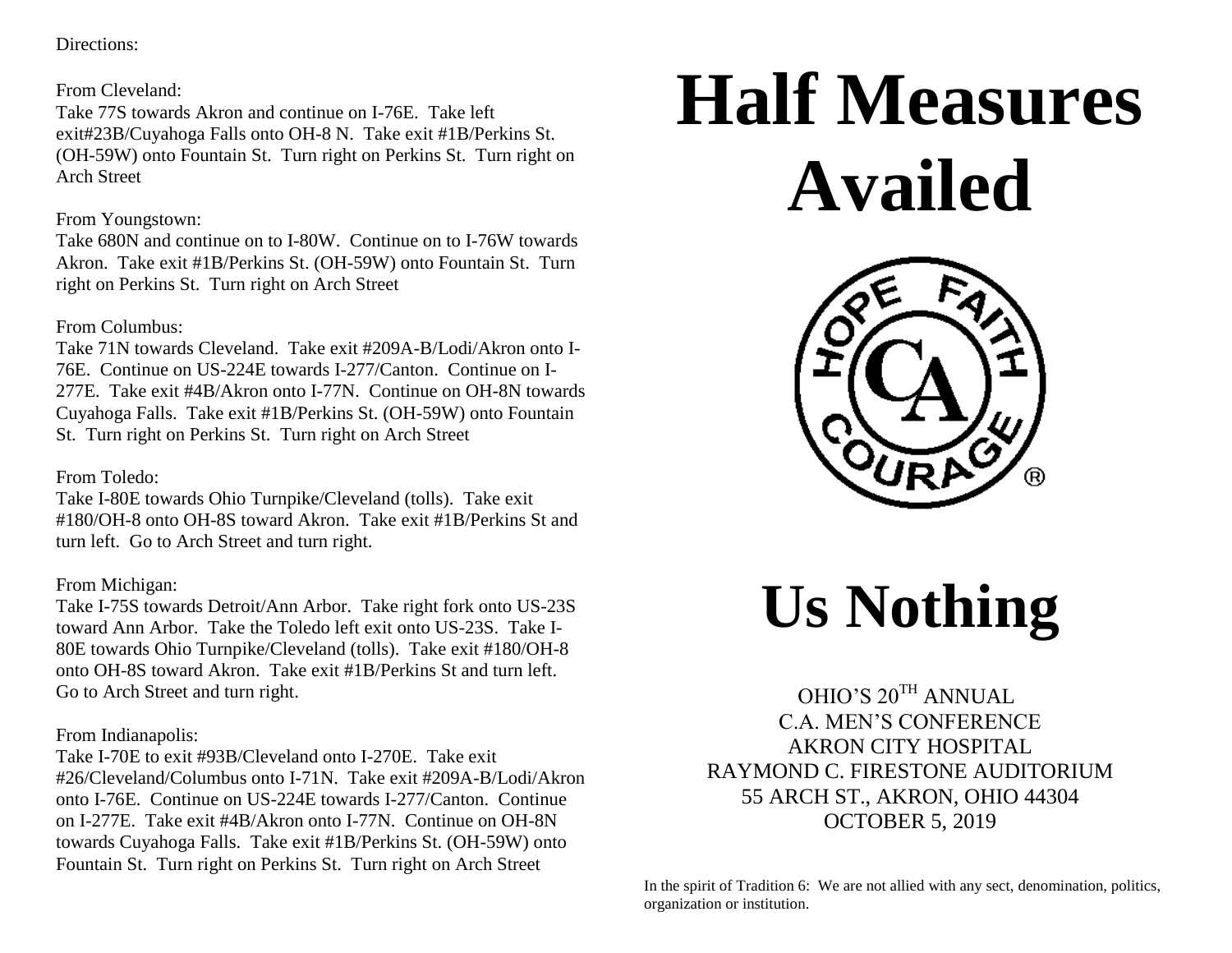Directions:

From Cleveland:
Take 77S towards Akron and continue on I-76E. Take left exit#23B/Cuyahoga Falls onto OH-8 N. Take exit #1B/Perkins St. (OH-59W) onto Fountain St. Turn right on Perkins St. Turn right on Arch Street

From Youngstown:
Take 680N and continue on to I-80W. Continue on to I-76W towards Akron. Take exit #1B/Perkins St. (OH-59W) onto Fountain St. Turn right on Perkins St. Turn right on Arch Street

From Columbus:
Take 71N towards Cleveland. Take exit #209A-B/Lodi/Akron onto I-76E. Continue on US-224E towards I-277/Canton. Continue on I-277E. Take exit #4B/Akron onto I-77N. Continue on OH-8N towards Cuyahoga Falls. Take exit #1B/Perkins St. (OH-59W) onto Fountain St. Turn right on Perkins St. Turn right on Arch Street

From Toledo:
Take I-80E towards Ohio Turnpike/Cleveland (tolls). Take exit #180/OH-8 onto OH-8S toward Akron. Take exit #1B/Perkins St and turn left. Go to Arch Street and turn right.

From Michigan:
Take I-75S towards Detroit/Ann Arbor. Take right fork onto US-23S toward Ann Arbor. Take the Toledo left exit onto US-23S. Take I-80E towards Ohio Turnpike/Cleveland (tolls). Take exit #180/OH-8 onto OH-8S toward Akron. Take exit #1B/Perkins St and turn left. Go to Arch Street and turn right.

From Indianapolis:
Take I-70E to exit #93B/Cleveland onto I-270E. Take exit #26/Cleveland/Columbus onto I-71N. Take exit #209A-B/Lodi/Akron onto I-76E. Continue on US-224E towards I-277/Canton. Continue on I-277E. Take exit #4B/Akron onto I-77N. Continue on OH-8N towards Cuyahoga Falls. Take exit #1B/Perkins St. (OH-59W) onto Fountain St. Turn right on Perkins St. Turn right on Arch Street

# Half Measures Availed

HOPE FAITH COURAGE
CA
®

# Us Nothing

OHIO'S 20TH ANNUAL
C.A. MEN'S CONFERENCE
AKRON CITY HOSPITAL
RAYMOND C. FIRESTONE AUDITORIUM
55 ARCH ST., AKRON, OHIO 44304
OCTOBER 5, 2019

In the spirit of Tradition 6: We are not allied with any sect, denomination, politics, organization or institution.